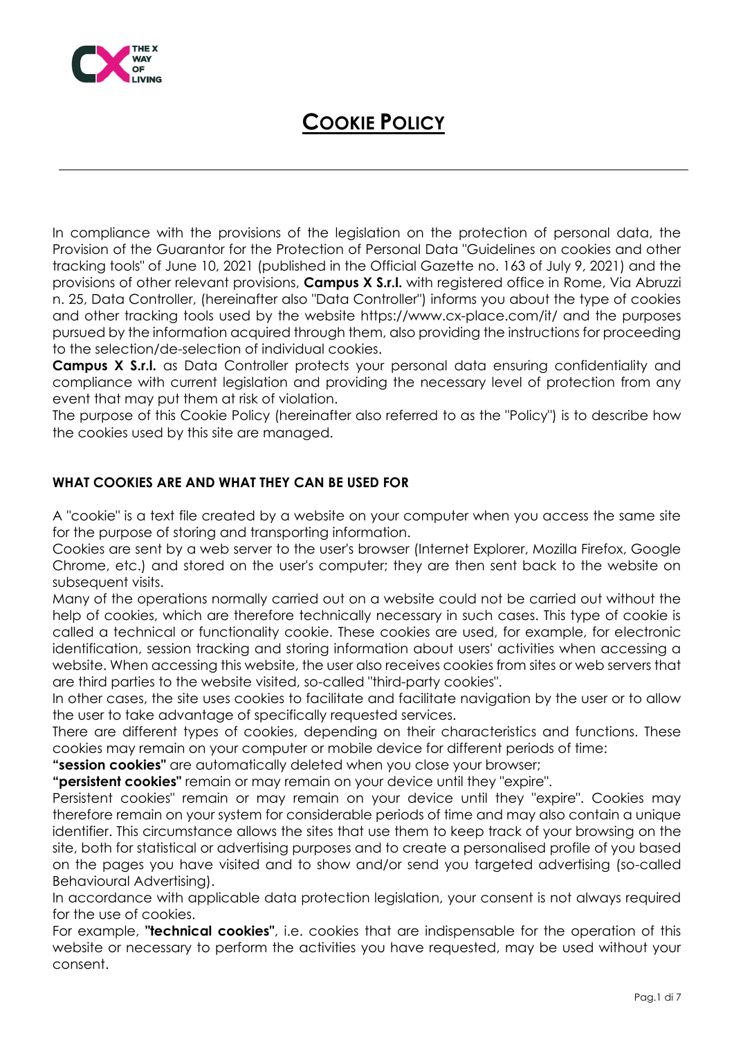# COOKIE POLICY

In compliance with the provisions of the legislation on the protection of personal data, the Provision of the Guarantor for the Protection of Personal Data "Guidelines on cookies and other tracking tools" of June 10, 2021 (published in the Official Gazette no. 163 of July 9, 2021) and the provisions of other relevant provisions, **Campus X S.r.l.** with registered office in Rome, Via Abruzzi n. 25, Data Controller, (hereinafter also "Data Controller") informs you about the type of cookies and other tracking tools used by the website https://www.cx-place.com/it/ and the purposes pursued by the information acquired through them, also providing the instructions for proceeding to the selection/de-selection of individual cookies.

**Campus X S.r.l.** as Data Controller protects your personal data ensuring confidentiality and compliance with current legislation and providing the necessary level of protection from any event that may put them at risk of violation.

The purpose of this Cookie Policy (hereinafter also referred to as the "Policy") is to describe how the cookies used by this site are managed.

## WHAT COOKIES ARE AND WHAT THEY CAN BE USED FOR

A "cookie" is a text file created by a website on your computer when you access the same site for the purpose of storing and transporting information.

Cookies are sent by a web server to the user's browser (Internet Explorer, Mozilla Firefox, Google Chrome, etc.) and stored on the user's computer; they are then sent back to the website on subsequent visits.

Many of the operations normally carried out on a website could not be carried out without the help of cookies, which are therefore technically necessary in such cases. This type of cookie is called a technical or functionality cookie. These cookies are used, for example, for electronic identification, session tracking and storing information about users' activities when accessing a website. When accessing this website, the user also receives cookies from sites or web servers that are third parties to the website visited, so-called "third-party cookies".

In other cases, the site uses cookies to facilitate and facilitate navigation by the user or to allow the user to take advantage of specifically requested services.

There are different types of cookies, depending on their characteristics and functions. These cookies may remain on your computer or mobile device for different periods of time:

**"session cookies"** are automatically deleted when you close your browser;

**"persistent cookies"** remain or may remain on your device until they "expire".

Persistent cookies" remain or may remain on your device until they "expire". Cookies may therefore remain on your system for considerable periods of time and may also contain a unique identifier. This circumstance allows the sites that use them to keep track of your browsing on the site, both for statistical or advertising purposes and to create a personalised profile of you based on the pages you have visited and to show and/or send you targeted advertising (so-called Behavioural Advertising).

In accordance with applicable data protection legislation, your consent is not always required for the use of cookies.

For example, **"technical cookies"**, i.e. cookies that are indispensable for the operation of this website or necessary to perform the activities you have requested, may be used without your consent.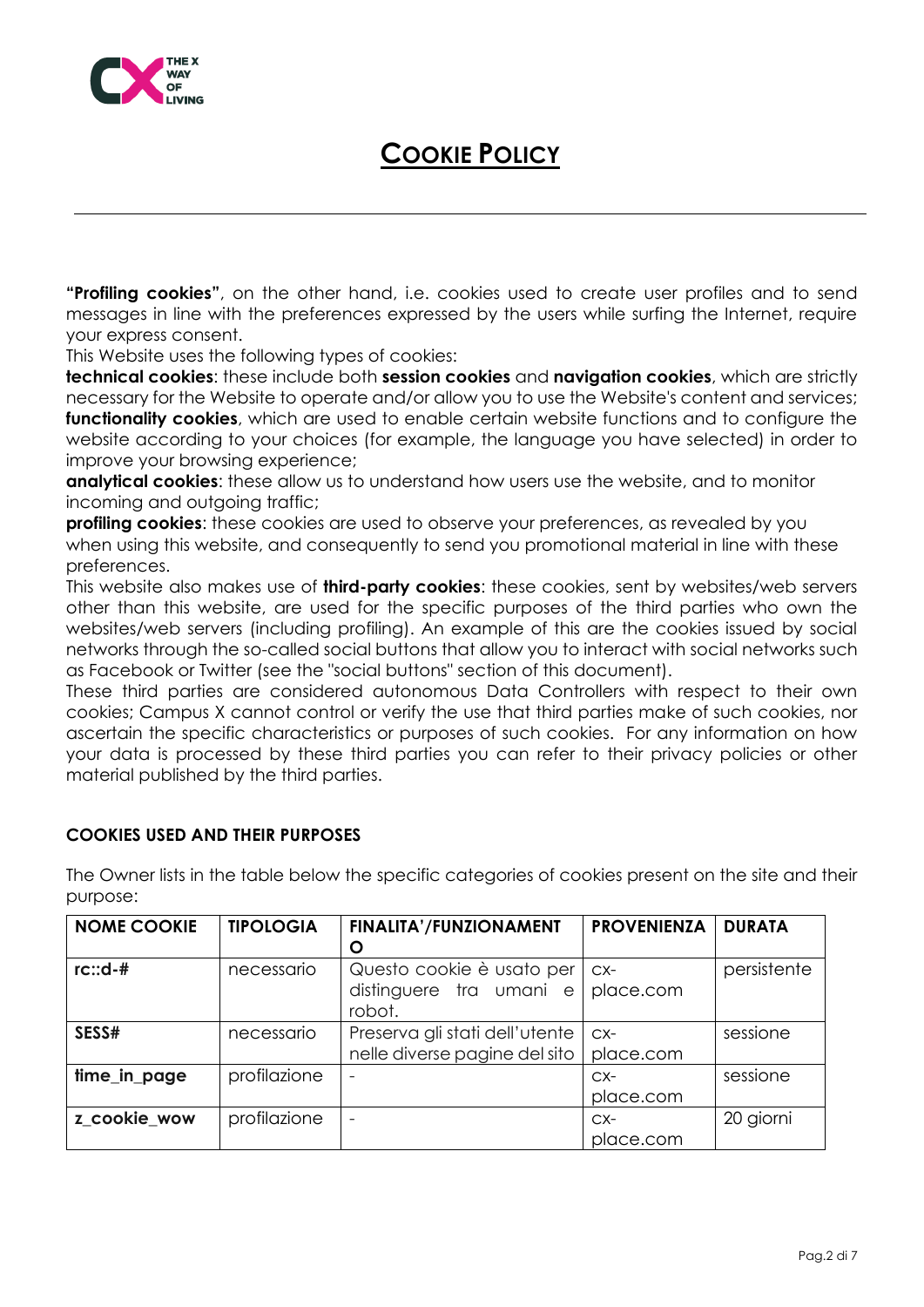# COOKIE POLICY

**"Profiling cookies"**, on the other hand, i.e. cookies used to create user profiles and to send messages in line with the preferences expressed by the users while surfing the Internet, require your express consent.

This Website uses the following types of cookies:

**technical cookies**: these include both **session cookies** and **navigation cookies**, which are strictly necessary for the Website to operate and/or allow you to use the Website's content and services;

**functionality cookies**, which are used to enable certain website functions and to configure the website according to your choices (for example, the language you have selected) in order to improve your browsing experience;

**analytical cookies**: these allow us to understand how users use the website, and to monitor incoming and outgoing traffic;

**profiling cookies**: these cookies are used to observe your preferences, as revealed by you when using this website, and consequently to send you promotional material in line with these preferences.

This website also makes use of **third-party cookies**: these cookies, sent by websites/web servers other than this website, are used for the specific purposes of the third parties who own the websites/web servers (including profiling). An example of this are the cookies issued by social networks through the so-called social buttons that allow you to interact with social networks such as Facebook or Twitter (see the "social buttons" section of this document).

These third parties are considered autonomous Data Controllers with respect to their own cookies; Campus X cannot control or verify the use that third parties make of such cookies, nor ascertain the specific characteristics or purposes of such cookies. For any information on how your data is processed by these third parties you can refer to their privacy policies or other material published by the third parties.

## COOKIES USED AND THEIR PURPOSES

The Owner lists in the table below the specific categories of cookies present on the site and their purpose:

| NOME COOKIE | TIPOLOGIA | FINALITA'/FUNZIONAMENTO | PROVENIENZA | DURATA |
|---|---|---|---|---|
| **rc::d-#** | necessario | Questo cookie è usato per distinguere tra umani e robot. | cx-place.com | persistente |
| **SESS#** | necessario | Preserva gli stati dell'utente nelle diverse pagine del sito | cx-place.com | sessione |
| **time_in_page** | profilazione | - | cx-place.com | sessione |
| **z_cookie_wow** | profilazione | - | cx-place.com | 20 giorni |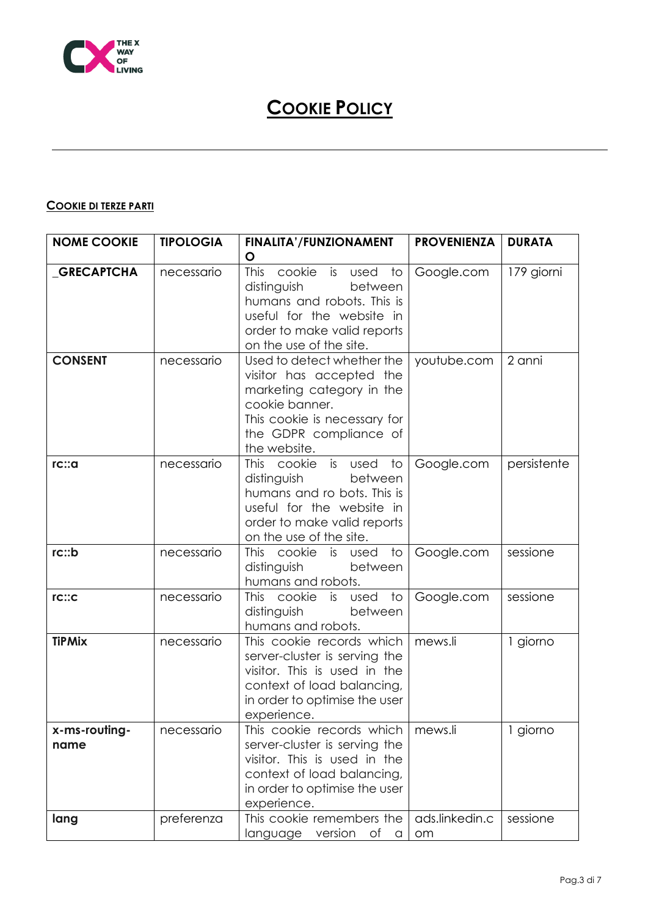# COOKIE POLICY

## COOKIE DI TERZE PARTI

| NOME COOKIE | TIPOLOGIA | FINALITA'/FUNZIONAMENTO | PROVENIENZA | DURATA |
|---|---|---|---|---|
| **_GRECAPTCHA** | necessario | This cookie is used to distinguish between humans and robots. This is useful for the website in order to make valid reports on the use of the site. | Google.com | 179 giorni |
| **CONSENT** | necessario | Used to detect whether the visitor has accepted the marketing category in the cookie banner. This cookie is necessary for the GDPR compliance of the website. | youtube.com | 2 anni |
| **rc::a** | necessario | This cookie is used to distinguish between humans and ro bots. This is useful for the website in order to make valid reports on the use of the site. | Google.com | persistente |
| **rc::b** | necessario | This cookie is used to distinguish between humans and robots. | Google.com | sessione |
| **rc::c** | necessario | This cookie is used to distinguish between humans and robots. | Google.com | sessione |
| **TiPMix** | necessario | This cookie records which server-cluster is serving the visitor. This is used in the context of load balancing, in order to optimise the user experience. | mews.li | 1 giorno |
| **x-ms-routing-name** | necessario | This cookie records which server-cluster is serving the visitor. This is used in the context of load balancing, in order to optimise the user experience. | mews.li | 1 giorno |
| **lang** | preferenza | This cookie remembers the language version of a | ads.linkedin.com | sessione |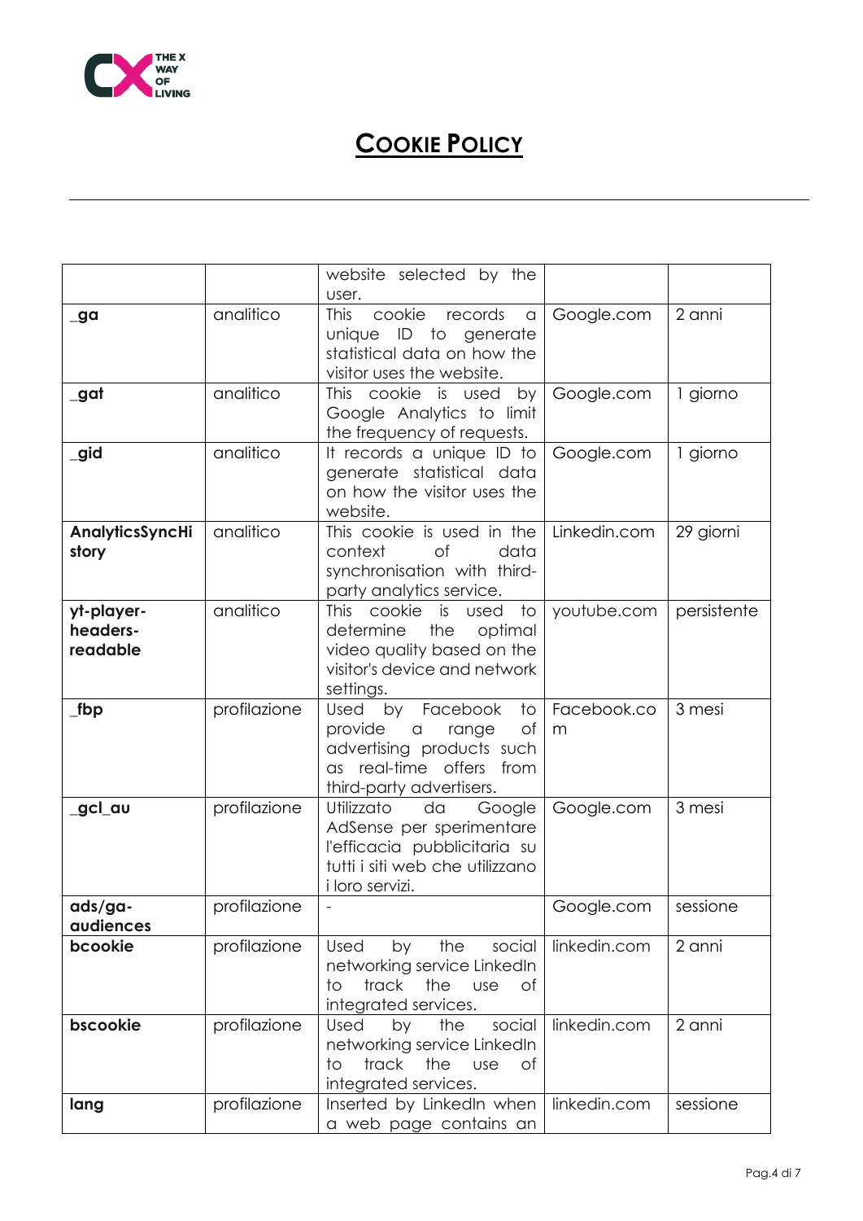# COOKIE POLICY

| | | | | |
|---|---|---|---|---|
| | | website selected by the user. | | |
| **_ga** | analitico | This cookie records a unique ID to generate statistical data on how the visitor uses the website. | Google.com | 2 anni |
| **_gat** | analitico | This cookie is used by Google Analytics to limit the frequency of requests. | Google.com | 1 giorno |
| **_gid** | analitico | It records a unique ID to generate statistical data on how the visitor uses the website. | Google.com | 1 giorno |
| **AnalyticsSyncHistory** | analitico | This cookie is used in the context of data synchronisation with third-party analytics service. | Linkedin.com | 29 giorni |
| **yt-player-headers-readable** | analitico | This cookie is used to determine the optimal video quality based on the visitor's device and network settings. | youtube.com | persistente |
| **_fbp** | profilazione | Used by Facebook to provide a range of advertising products such as real-time offers from third-party advertisers. | Facebook.com | 3 mesi |
| **_gcl_au** | profilazione | Utilizzato da Google AdSense per sperimentare l'efficacia pubblicitaria su tutti i siti web che utilizzano i loro servizi. | Google.com | 3 mesi |
| **ads/ga-audiences** | profilazione | - | Google.com | sessione |
| **bcookie** | profilazione | Used by the social networking service LinkedIn to track the use of integrated services. | linkedin.com | 2 anni |
| **bscookie** | profilazione | Used by the social networking service LinkedIn to track the use of integrated services. | linkedin.com | 2 anni |
| **lang** | profilazione | Inserted by LinkedIn when a web page contains an | linkedin.com | sessione |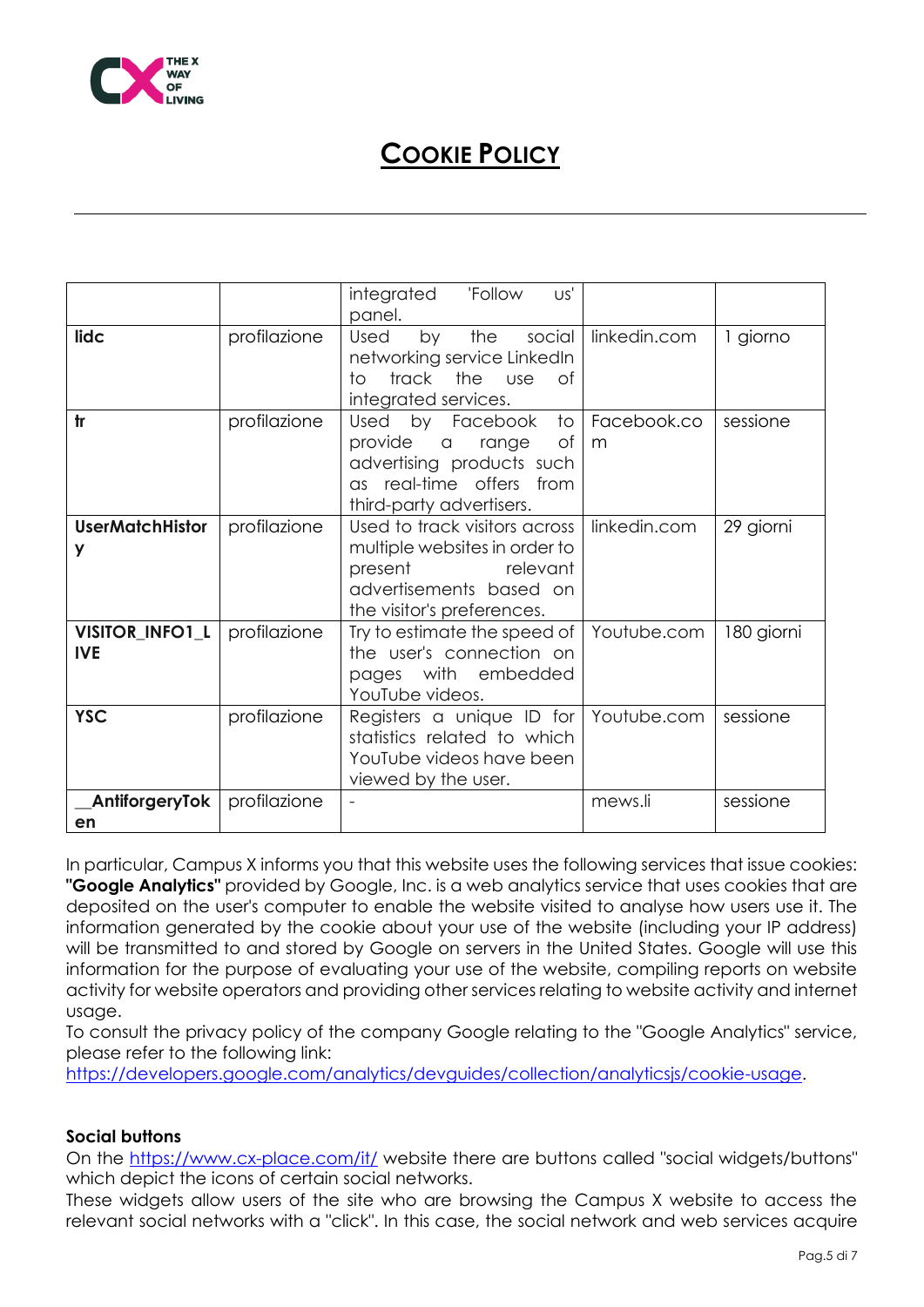# COOKIE POLICY

| | | | | |
|---|---|---|---|---|
| | | integrated 'Follow us' panel. | | |
| **lidc** | profilazione | Used by the social networking service LinkedIn to track the use of integrated services. | linkedin.com | 1 giorno |
| **tr** | profilazione | Used by Facebook to provide a range of advertising products such as real-time offers from third-party advertisers. | Facebook.com | sessione |
| **UserMatchHistory** | profilazione | Used to track visitors across multiple websites in order to present relevant advertisements based on the visitor's preferences. | linkedin.com | 29 giorni |
| **VISITOR_INFO1_LIVE** | profilazione | Try to estimate the speed of the user's connection on pages with embedded YouTube videos. | Youtube.com | 180 giorni |
| **YSC** | profilazione | Registers a unique ID for statistics related to which YouTube videos have been viewed by the user. | Youtube.com | sessione |
| **__AntiforgeryToken** | profilazione | - | mews.li | sessione |

In particular, Campus X informs you that this website uses the following services that issue cookies: **"Google Analytics"** provided by Google, Inc. is a web analytics service that uses cookies that are deposited on the user's computer to enable the website visited to analyse how users use it. The information generated by the cookie about your use of the website (including your IP address) will be transmitted to and stored by Google on servers in the United States. Google will use this information for the purpose of evaluating your use of the website, compiling reports on website activity for website operators and providing other services relating to website activity and internet usage.

To consult the privacy policy of the company Google relating to the "Google Analytics" service, please refer to the following link: https://developers.google.com/analytics/devguides/collection/analyticsjs/cookie-usage.

**Social buttons**

On the https://www.cx-place.com/it/ website there are buttons called "social widgets/buttons" which depict the icons of certain social networks.

These widgets allow users of the site who are browsing the Campus X website to access the relevant social networks with a "click". In this case, the social network and web services acquire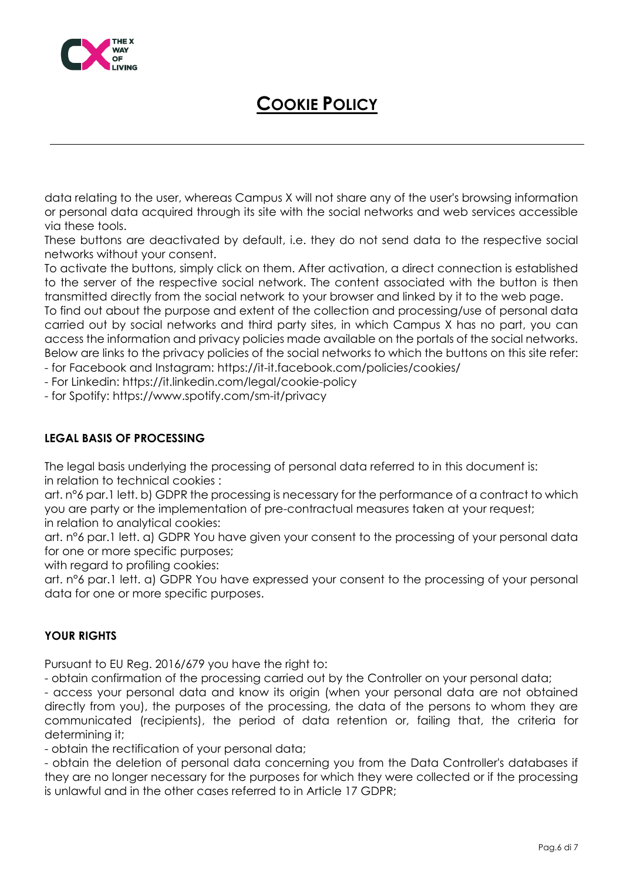data relating to the user, whereas Campus X will not share any of the user's browsing information or personal data acquired through its site with the social networks and web services accessible via these tools.

These buttons are deactivated by default, i.e. they do not send data to the respective social networks without your consent.

To activate the buttons, simply click on them. After activation, a direct connection is established to the server of the respective social network. The content associated with the button is then transmitted directly from the social network to your browser and linked by it to the web page.

To find out about the purpose and extent of the collection and processing/use of personal data carried out by social networks and third party sites, in which Campus X has no part, you can access the information and privacy policies made available on the portals of the social networks. Below are links to the privacy policies of the social networks to which the buttons on this site refer:

- for Facebook and Instagram: https://it-it.facebook.com/policies/cookies/
- For Linkedin: https://it.linkedin.com/legal/cookie-policy
- for Spotify: https://www.spotify.com/sm-it/privacy

**LEGAL BASIS OF PROCESSING**

The legal basis underlying the processing of personal data referred to in this document is:

in relation to technical cookies :

art. n°6 par.1 lett. b) GDPR the processing is necessary for the performance of a contract to which you are party or the implementation of pre-contractual measures taken at your request;

in relation to analytical cookies:

art. n°6 par.1 lett. a) GDPR You have given your consent to the processing of your personal data for one or more specific purposes;

with regard to profiling cookies:

art. n°6 par.1 lett. a) GDPR You have expressed your consent to the processing of your personal data for one or more specific purposes.

**YOUR RIGHTS**

Pursuant to EU Reg. 2016/679 you have the right to:

- obtain confirmation of the processing carried out by the Controller on your personal data;
- access your personal data and know its origin (when your personal data are not obtained directly from you), the purposes of the processing, the data of the persons to whom they are communicated (recipients), the period of data retention or, failing that, the criteria for determining it;
- obtain the rectification of your personal data;
- obtain the deletion of personal data concerning you from the Data Controller's databases if they are no longer necessary for the purposes for which they were collected or if the processing is unlawful and in the other cases referred to in Article 17 GDPR;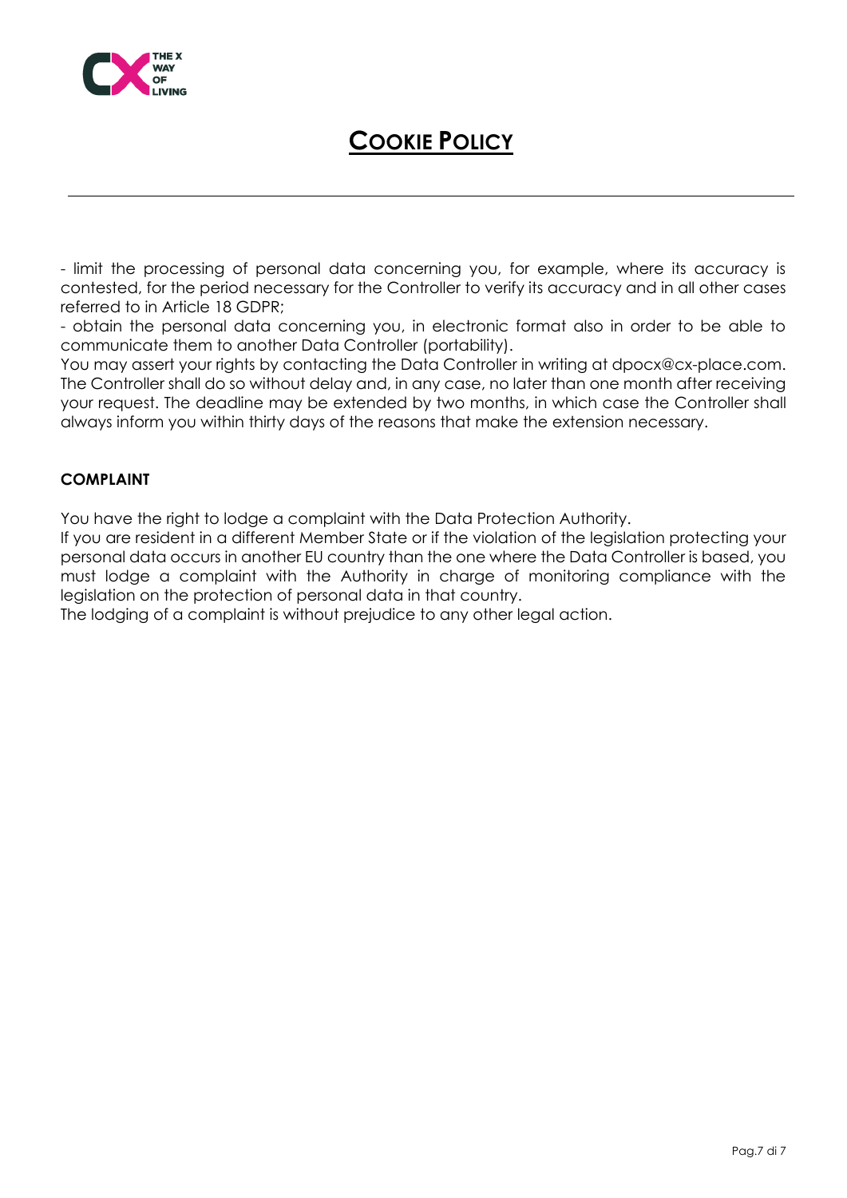# COOKIE POLICY

- limit the processing of personal data concerning you, for example, where its accuracy is contested, for the period necessary for the Controller to verify its accuracy and in all other cases referred to in Article 18 GDPR;
- obtain the personal data concerning you, in electronic format also in order to be able to communicate them to another Data Controller (portability).

You may assert your rights by contacting the Data Controller in writing at dpocx@cx-place.com. The Controller shall do so without delay and, in any case, no later than one month after receiving your request. The deadline may be extended by two months, in which case the Controller shall always inform you within thirty days of the reasons that make the extension necessary.

**COMPLAINT**

You have the right to lodge a complaint with the Data Protection Authority.
If you are resident in a different Member State or if the violation of the legislation protecting your personal data occurs in another EU country than the one where the Data Controller is based, you must lodge a complaint with the Authority in charge of monitoring compliance with the legislation on the protection of personal data in that country.
The lodging of a complaint is without prejudice to any other legal action.